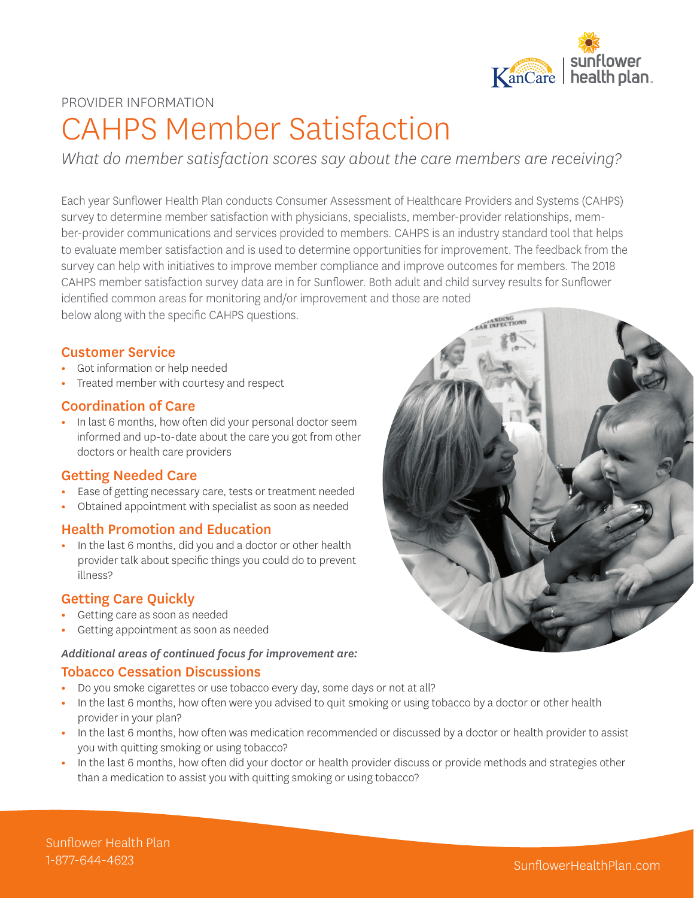PROVIDER INFORMATION

# CAHPS Member Satisfaction

*What do member satisfaction scores say about the care members are receiving?*

Each year Sunflower Health Plan conducts Consumer Assessment of Healthcare Providers and Systems (CAHPS) survey to determine member satisfaction with physicians, specialists, member-provider relationships, member-provider communications and services provided to members. CAHPS is an industry standard tool that helps to evaluate member satisfaction and is used to determine opportunities for improvement. The feedback from the survey can help with initiatives to improve member compliance and improve outcomes for members. The 2018 CAHPS member satisfaction survey data are in for Sunflower. Both adult and child survey results for Sunflower identified common areas for monitoring and/or improvement and those are noted below along with the specific CAHPS questions.

## Customer Service

- Got information or help needed
- Treated member with courtesy and respect

## Coordination of Care

- In last 6 months, how often did your personal doctor seem informed and up-to-date about the care you got from other doctors or health care providers

## Getting Needed Care

- Ease of getting necessary care, tests or treatment needed
- Obtained appointment with specialist as soon as needed

## Health Promotion and Education

- In the last 6 months, did you and a doctor or other health provider talk about specific things you could do to prevent illness?

## Getting Care Quickly

- Getting care as soon as needed
- Getting appointment as soon as needed

***Additional areas of continued focus for improvement are:***

## Tobacco Cessation Discussions

- Do you smoke cigarettes or use tobacco every day, some days or not at all?
- In the last 6 months, how often were you advised to quit smoking or using tobacco by a doctor or other health provider in your plan?
- In the last 6 months, how often was medication recommended or discussed by a doctor or health provider to assist you with quitting smoking or using tobacco?
- In the last 6 months, how often did your doctor or health provider discuss or provide methods and strategies other than a medication to assist you with quitting smoking or using tobacco?

Sunflower Health Plan
1-877-644-4623

SunflowerHealthPlan.com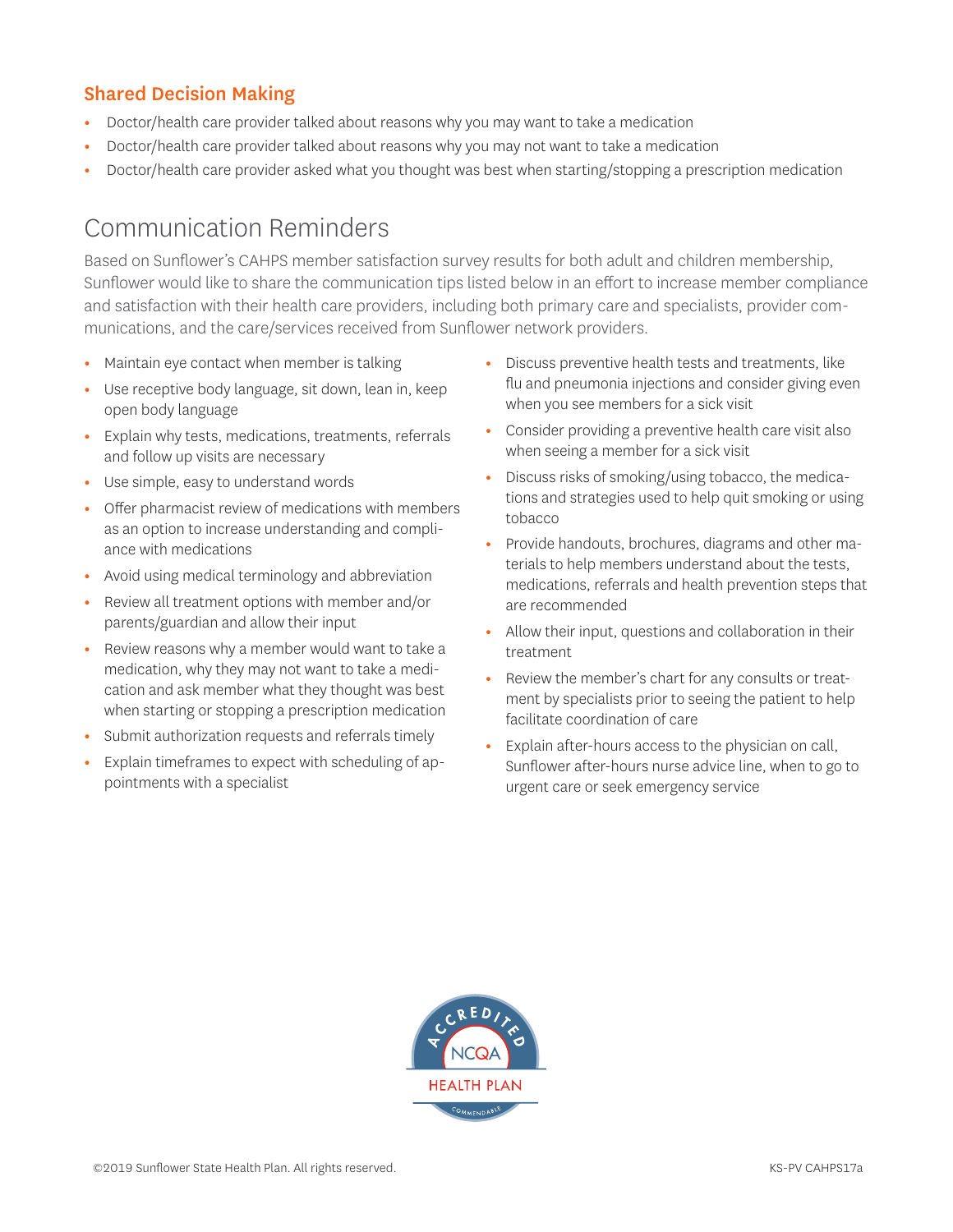### Shared Decision Making

- Doctor/health care provider talked about reasons why you may want to take a medication
- Doctor/health care provider talked about reasons why you may not want to take a medication
- Doctor/health care provider asked what you thought was best when starting/stopping a prescription medication

## Communication Reminders

Based on Sunflower's CAHPS member satisfaction survey results for both adult and children membership, Sunflower would like to share the communication tips listed below in an effort to increase member compliance and satisfaction with their health care providers, including both primary care and specialists, provider communications, and the care/services received from Sunflower network providers.

- Maintain eye contact when member is talking
- Use receptive body language, sit down, lean in, keep open body language
- Explain why tests, medications, treatments, referrals and follow up visits are necessary
- Use simple, easy to understand words
- Offer pharmacist review of medications with members as an option to increase understanding and compliance with medications
- Avoid using medical terminology and abbreviation
- Review all treatment options with member and/or parents/guardian and allow their input
- Review reasons why a member would want to take a medication, why they may not want to take a medication and ask member what they thought was best when starting or stopping a prescription medication
- Submit authorization requests and referrals timely
- Explain timeframes to expect with scheduling of appointments with a specialist
- Discuss preventive health tests and treatments, like flu and pneumonia injections and consider giving even when you see members for a sick visit
- Consider providing a preventive health care visit also when seeing a member for a sick visit
- Discuss risks of smoking/using tobacco, the medications and strategies used to help quit smoking or using tobacco
- Provide handouts, brochures, diagrams and other materials to help members understand about the tests, medications, referrals and health prevention steps that are recommended
- Allow their input, questions and collaboration in their treatment
- Review the member's chart for any consults or treatment by specialists prior to seeing the patient to help facilitate coordination of care
- Explain after-hours access to the physician on call, Sunflower after-hours nurse advice line, when to go to urgent care or seek emergency service

ACCREDITED NCQA HEALTH PLAN COMMENDABLE

©2019 Sunflower State Health Plan. All rights reserved.

KS-PV CAHPS17a